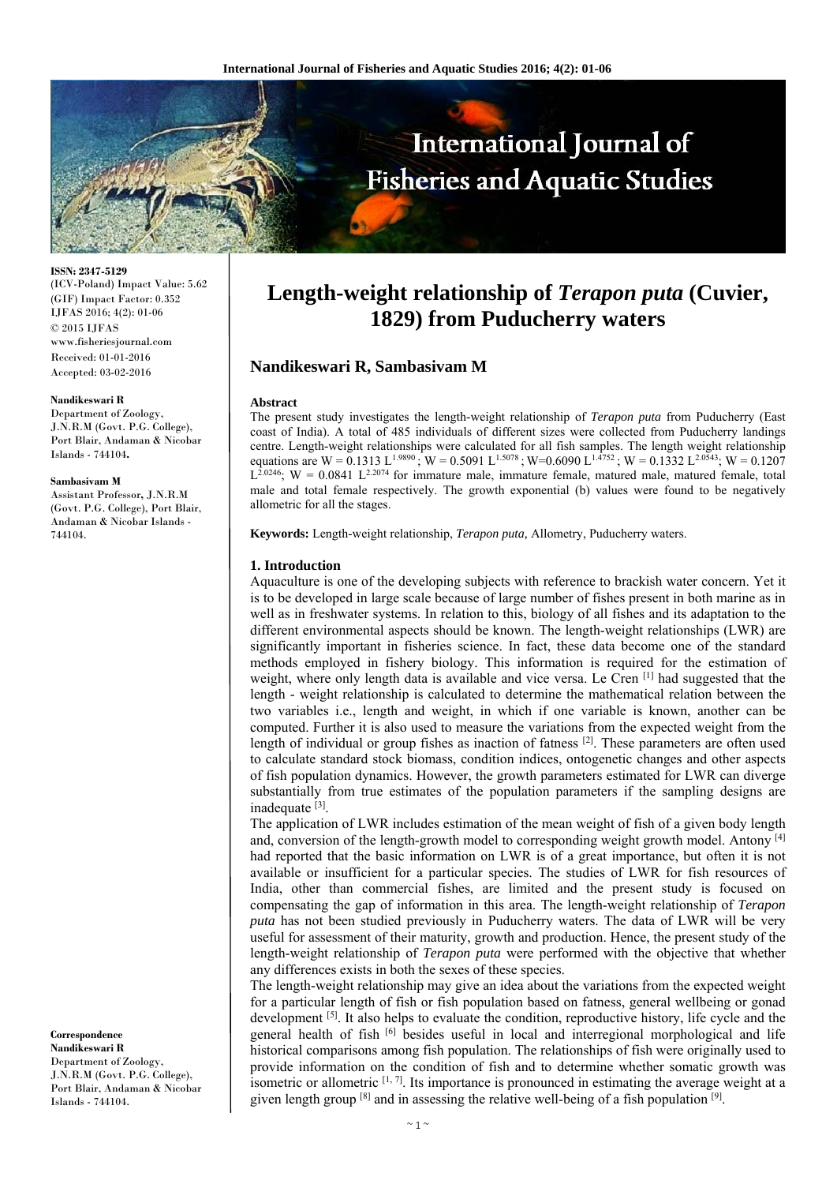**ISSN: 2347-5129**
(ICV-Poland) Impact Value: 5.62
(GIF) Impact Factor: 0.352
IJFAS 2016; 4(2): 01-06
© 2015 IJFAS
www.fisheriesjournal.com
Received: 01-01-2016
Accepted: 03-02-2016

**Nandikeswari R**
Department of Zoology, J.N.R.M (Govt. P.G. College), Port Blair, Andaman & Nicobar Islands - 744104.

**Sambasivam M**
Assistant Professor, J.N.R.M (Govt. P.G. College), Port Blair, Andaman & Nicobar Islands - 744104.

**Correspondence**
**Nandikeswari R**
Department of Zoology, J.N.R.M (Govt. P.G. College), Port Blair, Andaman & Nicobar Islands - 744104.

# Length-weight relationship of *Terapon puta* (Cuvier, 1829) from Puducherry waters

## Nandikeswari R, Sambasivam M

**Abstract**

The present study investigates the length-weight relationship of *Terapon puta* from Puducherry (East coast of India). A total of 485 individuals of different sizes were collected from Puducherry landings centre. Length-weight relationships were calculated for all fish samples. The length weight relationship equations are $W = 0.1313\ L^{1.9890}$; $W = 0.5091\ L^{1.5078}$; $W=0.6090\ L^{1.4752}$; $W = 0.1332\ L^{2.0543}$; $W = 0.1207\ L^{2.0246}$; $W = 0.0841\ L^{2.2074}$ for immature male, immature female, matured male, matured female, total male and total female respectively. The growth exponential (b) values were found to be negatively allometric for all the stages.

**Keywords:** Length-weight relationship, *Terapon puta,* Allometry, Puducherry waters.

### 1. Introduction

Aquaculture is one of the developing subjects with reference to brackish water concern. Yet it is to be developed in large scale because of large number of fishes present in both marine as in well as in freshwater systems. In relation to this, biology of all fishes and its adaptation to the different environmental aspects should be known. The length-weight relationships (LWR) are significantly important in fisheries science. In fact, these data become one of the standard methods employed in fishery biology. This information is required for the estimation of weight, where only length data is available and vice versa. Le Cren [1] had suggested that the length - weight relationship is calculated to determine the mathematical relation between the two variables i.e., length and weight, in which if one variable is known, another can be computed. Further it is also used to measure the variations from the expected weight from the length of individual or group fishes as inaction of fatness [2]. These parameters are often used to calculate standard stock biomass, condition indices, ontogenetic changes and other aspects of fish population dynamics. However, the growth parameters estimated for LWR can diverge substantially from true estimates of the population parameters if the sampling designs are inadequate [3].

The application of LWR includes estimation of the mean weight of fish of a given body length and, conversion of the length-growth model to corresponding weight growth model. Antony [4] had reported that the basic information on LWR is of a great importance, but often it is not available or insufficient for a particular species. The studies of LWR for fish resources of India, other than commercial fishes, are limited and the present study is focused on compensating the gap of information in this area. The length-weight relationship of *Terapon puta* has not been studied previously in Puducherry waters. The data of LWR will be very useful for assessment of their maturity, growth and production. Hence, the present study of the length-weight relationship of *Terapon puta* were performed with the objective that whether any differences exists in both the sexes of these species.

The length-weight relationship may give an idea about the variations from the expected weight for a particular length of fish or fish population based on fatness, general wellbeing or gonad development [5]. It also helps to evaluate the condition, reproductive history, life cycle and the general health of fish [6] besides useful in local and interregional morphological and life historical comparisons among fish population. The relationships of fish were originally used to provide information on the condition of fish and to determine whether somatic growth was isometric or allometric [1, 7]. Its importance is pronounced in estimating the average weight at a given length group [8] and in assessing the relative well-being of a fish population [9].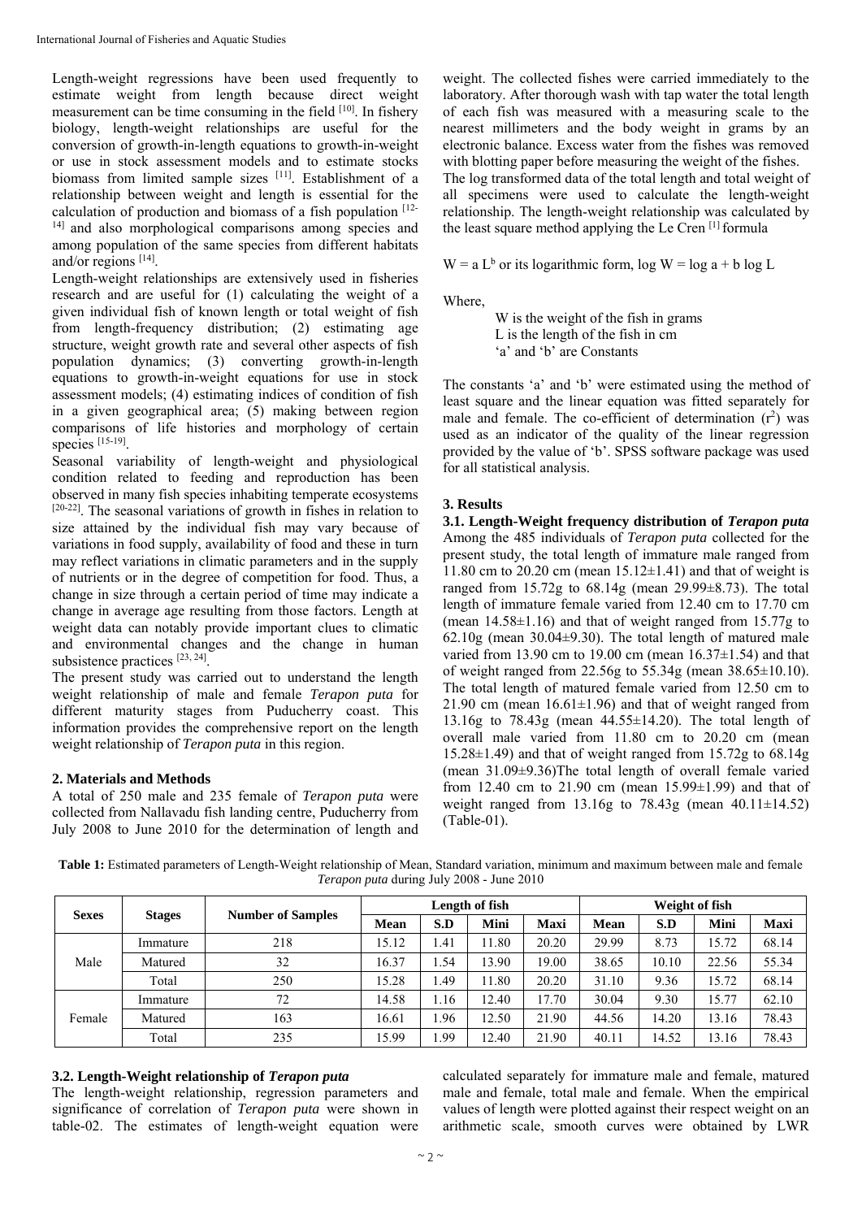Length-weight regressions have been used frequently to estimate weight from length because direct weight measurement can be time consuming in the field [10]. In fishery biology, length-weight relationships are useful for the conversion of growth-in-length equations to growth-in-weight or use in stock assessment models and to estimate stocks biomass from limited sample sizes [11]. Establishment of a relationship between weight and length is essential for the calculation of production and biomass of a fish population [12-14] and also morphological comparisons among species and among population of the same species from different habitats and/or regions [14].

Length-weight relationships are extensively used in fisheries research and are useful for (1) calculating the weight of a given individual fish of known length or total weight of fish from length-frequency distribution; (2) estimating age structure, weight growth rate and several other aspects of fish population dynamics; (3) converting growth-in-length equations to growth-in-weight equations for use in stock assessment models; (4) estimating indices of condition of fish in a given geographical area; (5) making between region comparisons of life histories and morphology of certain species [15-19].

Seasonal variability of length-weight and physiological condition related to feeding and reproduction has been observed in many fish species inhabiting temperate ecosystems [20-22]. The seasonal variations of growth in fishes in relation to size attained by the individual fish may vary because of variations in food supply, availability of food and these in turn may reflect variations in climatic parameters and in the supply of nutrients or in the degree of competition for food. Thus, a change in size through a certain period of time may indicate a change in average age resulting from those factors. Length at weight data can notably provide important clues to climatic and environmental changes and the change in human subsistence practices [23, 24].

The present study was carried out to understand the length weight relationship of male and female *Terapon puta* for different maturity stages from Puducherry coast. This information provides the comprehensive report on the length weight relationship of *Terapon puta* in this region.

## 2. Materials and Methods

A total of 250 male and 235 female of *Terapon puta* were collected from Nallavadu fish landing centre, Puducherry from July 2008 to June 2010 for the determination of length and weight. The collected fishes were carried immediately to the laboratory. After thorough wash with tap water the total length of each fish was measured with a measuring scale to the nearest millimeters and the body weight in grams by an electronic balance. Excess water from the fishes was removed with blotting paper before measuring the weight of the fishes.

The log transformed data of the total length and total weight of all specimens were used to calculate the length-weight relationship. The length-weight relationship was calculated by the least square method applying the Le Cren [1] formula

$W = a L^b$ or its logarithmic form, $\log W = \log a + b \log L$

Where,

W is the weight of the fish in grams
L is the length of the fish in cm
'a' and 'b' are Constants

The constants 'a' and 'b' were estimated using the method of least square and the linear equation was fitted separately for male and female. The co-efficient of determination ($r^2$) was used as an indicator of the quality of the linear regression provided by the value of 'b'. SPSS software package was used for all statistical analysis.

## 3. Results

### 3.1. Length-Weight frequency distribution of *Terapon puta*

Among the 485 individuals of *Terapon puta* collected for the present study, the total length of immature male ranged from 11.80 cm to 20.20 cm (mean 15.12±1.41) and that of weight is ranged from 15.72g to 68.14g (mean 29.99±8.73). The total length of immature female varied from 12.40 cm to 17.70 cm (mean 14.58±1.16) and that of weight ranged from 15.77g to 62.10g (mean 30.04±9.30). The total length of matured male varied from 13.90 cm to 19.00 cm (mean 16.37±1.54) and that of weight ranged from 22.56g to 55.34g (mean 38.65±10.10). The total length of matured female varied from 12.50 cm to 21.90 cm (mean 16.61±1.96) and that of weight ranged from 13.16g to 78.43g (mean 44.55±14.20). The total length of overall male varied from 11.80 cm to 20.20 cm (mean 15.28±1.49) and that of weight ranged from 15.72g to 68.14g (mean 31.09±9.36)The total length of overall female varied from 12.40 cm to 21.90 cm (mean 15.99±1.99) and that of weight ranged from 13.16g to 78.43g (mean 40.11±14.52) (Table-01).

**Table 1:** Estimated parameters of Length-Weight relationship of Mean, Standard variation, minimum and maximum between male and female *Terapon puta* during July 2008 - June 2010

| Sexes | Stages | Number of Samples | Length of fish | | | | Weight of fish | | | |
|---|---|---|---|---|---|---|---|---|---|---|
| | | | Mean | S.D | Mini | Maxi | Mean | S.D | Mini | Maxi |
| Male | Immature | 218 | 15.12 | 1.41 | 11.80 | 20.20 | 29.99 | 8.73 | 15.72 | 68.14 |
| | Matured | 32 | 16.37 | 1.54 | 13.90 | 19.00 | 38.65 | 10.10 | 22.56 | 55.34 |
| | Total | 250 | 15.28 | 1.49 | 11.80 | 20.20 | 31.10 | 9.36 | 15.72 | 68.14 |
| Female | Immature | 72 | 14.58 | 1.16 | 12.40 | 17.70 | 30.04 | 9.30 | 15.77 | 62.10 |
| | Matured | 163 | 16.61 | 1.96 | 12.50 | 21.90 | 44.56 | 14.20 | 13.16 | 78.43 |
| | Total | 235 | 15.99 | 1.99 | 12.40 | 21.90 | 40.11 | 14.52 | 13.16 | 78.43 |

### 3.2. Length-Weight relationship of *Terapon puta*

The length-weight relationship, regression parameters and significance of correlation of *Terapon puta* were shown in table-02. The estimates of length-weight equation were calculated separately for immature male and female, matured male and female, total male and female. When the empirical values of length were plotted against their respect weight on an arithmetic scale, smooth curves were obtained by LWR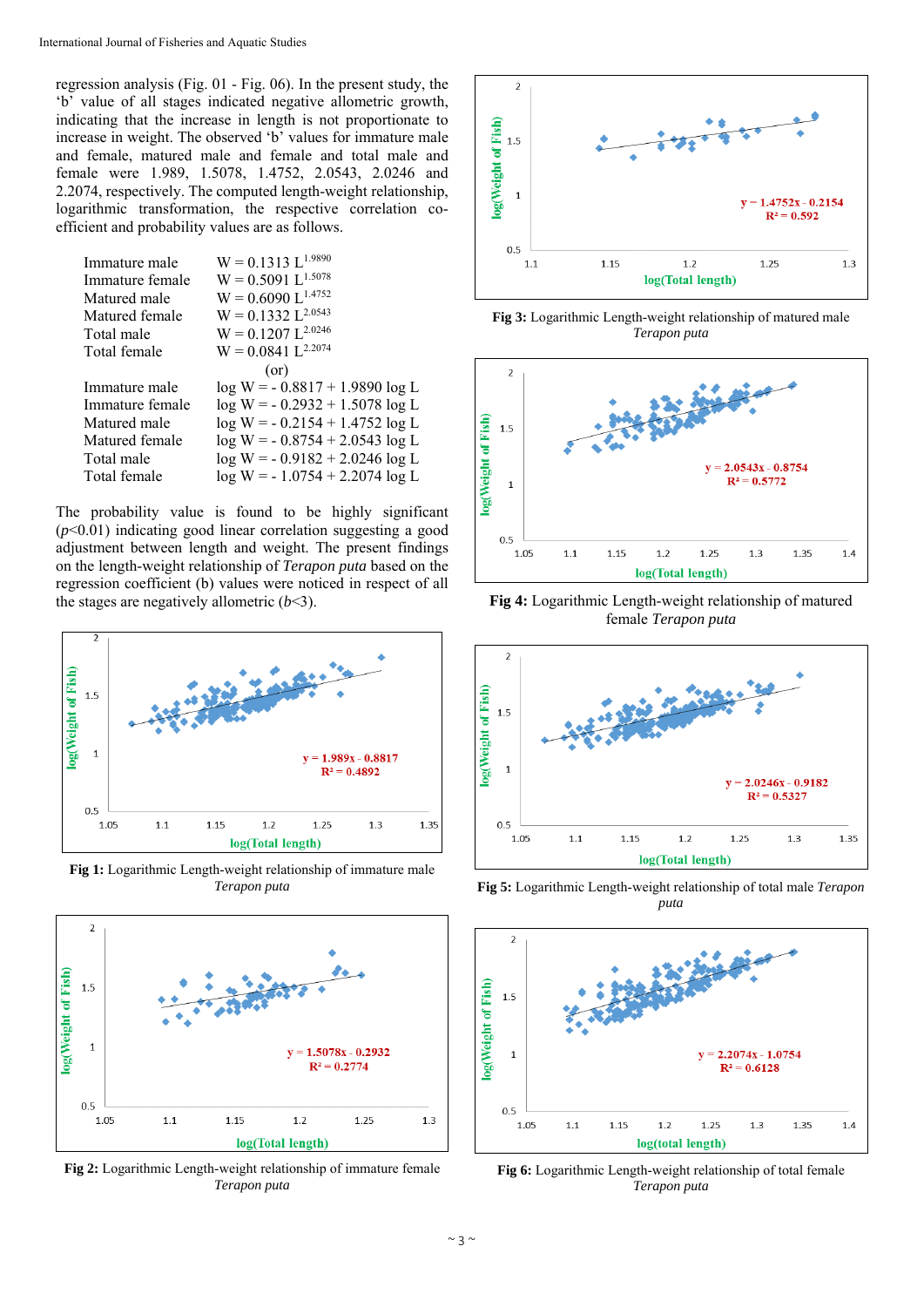regression analysis (Fig. 01 - Fig. 06). In the present study, the 'b' value of all stages indicated negative allometric growth, indicating that the increase in length is not proportionate to increase in weight. The observed 'b' values for immature male and female, matured male and female and total male and female were 1.989, 1.5078, 1.4752, 2.0543, 2.0246 and 2.2074, respectively. The computed length-weight relationship, logarithmic transformation, the respective correlation co-efficient and probability values are as follows.

| | |
|---|---|
| Immature male | $W = 0.1313\ L^{1.9890}$ |
| Immature female | $W = 0.5091\ L^{1.5078}$ |
| Matured male | $W = 0.6090\ L^{1.4752}$ |
| Matured female | $W = 0.1332\ L^{2.0543}$ |
| Total male | $W = 0.1207\ L^{2.0246}$ |
| Total female | $W = 0.0841\ L^{2.2074}$ |

(or)

| | |
|---|---|
| Immature male | $\log W = -\ 0.8817 + 1.9890 \log L$ |
| Immature female | $\log W = -\ 0.2932 + 1.5078 \log L$ |
| Matured male | $\log W = -\ 0.2154 + 1.4752 \log L$ |
| Matured female | $\log W = -\ 0.8754 + 2.0543 \log L$ |
| Total male | $\log W = -\ 0.9182 + 2.0246 \log L$ |
| Total female | $\log W = -\ 1.0754 + 2.2074 \log L$ |

The probability value is found to be highly significant ($p<0.01$) indicating good linear correlation suggesting a good adjustment between length and weight. The present findings on the length-weight relationship of *Terapon puta* based on the regression coefficient (b) values were noticed in respect of all the stages are negatively allometric ($b<3$).

**Fig 1:** Logarithmic Length-weight relationship of immature male *Terapon puta*

**Fig 2:** Logarithmic Length-weight relationship of immature female *Terapon puta*

**Fig 3:** Logarithmic Length-weight relationship of matured male *Terapon puta*

**Fig 4:** Logarithmic Length-weight relationship of matured female *Terapon puta*

**Fig 5:** Logarithmic Length-weight relationship of total male *Terapon puta*

**Fig 6:** Logarithmic Length-weight relationship of total female *Terapon puta*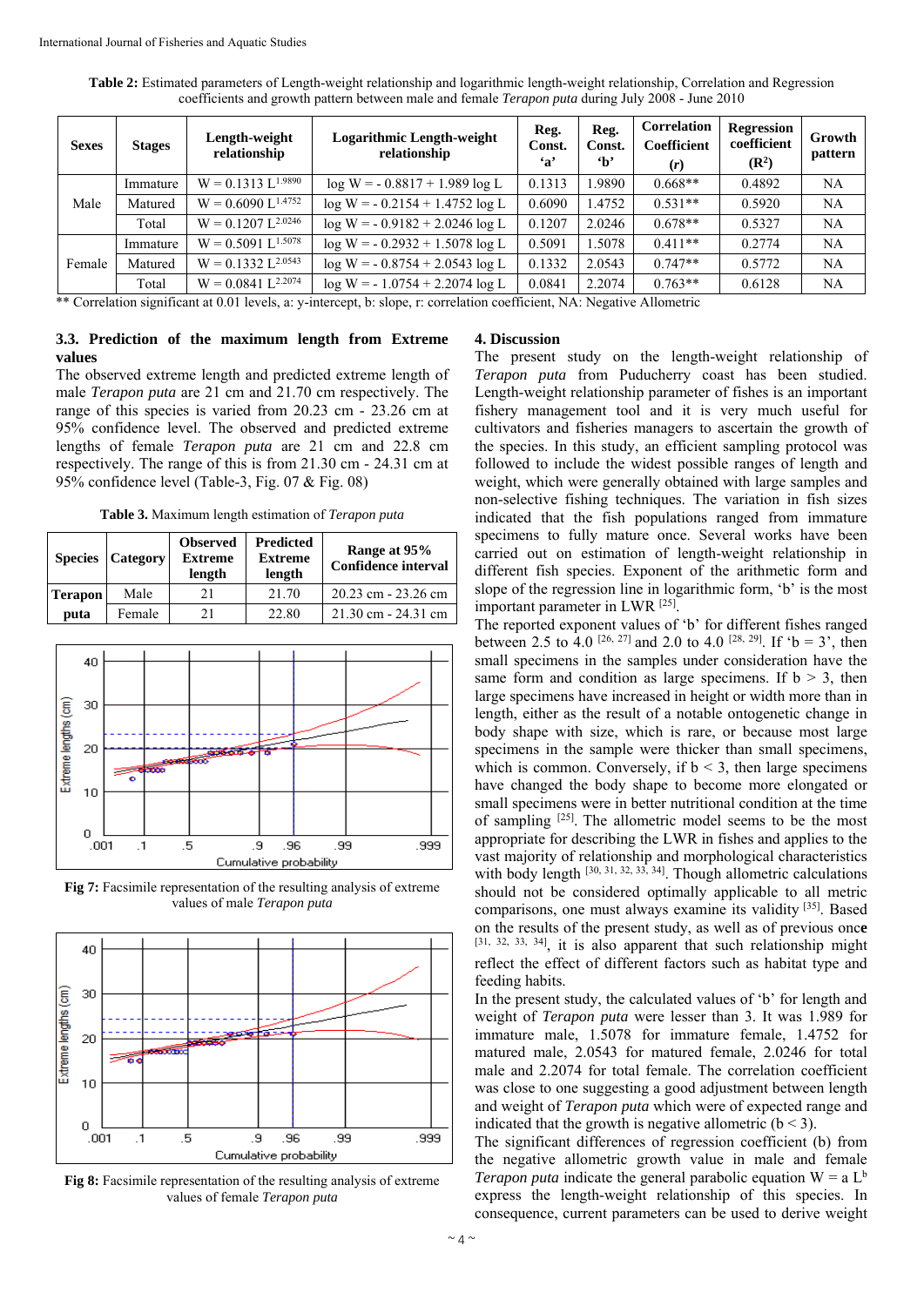**Table 2:** Estimated parameters of Length-weight relationship and logarithmic length-weight relationship, Correlation and Regression coefficients and growth pattern between male and female *Terapon puta* during July 2008 - June 2010

| Sexes | Stages | Length-weight relationship | Logarithmic Length-weight relationship | Reg. Const. 'a' | Reg. Const. 'b' | Correlation Coefficient (*r*) | Regression coefficient ($R^2$) | Growth pattern |
|---|---|---|---|---|---|---|---|---|
| Male | Immature | $W = 0.1313\ L^{1.9890}$ | $\log W = -0.8817 + 1.989 \log L$ | 0.1313 | 1.9890 | 0.668** | 0.4892 | NA |
| | Matured | $W = 0.6090\ L^{1.4752}$ | $\log W = -0.2154 + 1.4752 \log L$ | 0.6090 | 1.4752 | 0.531** | 0.5920 | NA |
| | Total | $W = 0.1207\ L^{2.0246}$ | $\log W = -0.9182 + 2.0246 \log L$ | 0.1207 | 2.0246 | 0.678** | 0.5327 | NA |
| Female | Immature | $W = 0.5091\ L^{1.5078}$ | $\log W = -0.2932 + 1.5078 \log L$ | 0.5091 | 1.5078 | 0.411** | 0.2774 | NA |
| | Matured | $W = 0.1332\ L^{2.0543}$ | $\log W = -0.8754 + 2.0543 \log L$ | 0.1332 | 2.0543 | 0.747** | 0.5772 | NA |
| | Total | $W = 0.0841\ L^{2.2074}$ | $\log W = -1.0754 + 2.2074 \log L$ | 0.0841 | 2.2074 | 0.763** | 0.6128 | NA |

** Correlation significant at 0.01 levels, a: y-intercept, b: slope, r: correlation coefficient, NA: Negative Allometric

### 3.3. Prediction of the maximum length from Extreme values

The observed extreme length and predicted extreme length of male *Terapon puta* are 21 cm and 21.70 cm respectively. The range of this species is varied from 20.23 cm - 23.26 cm at 95% confidence level. The observed and predicted extreme lengths of female *Terapon puta* are 21 cm and 22.8 cm respectively. The range of this is from 21.30 cm - 24.31 cm at 95% confidence level (Table-3, Fig. 07 & Fig. 08)

**Table 3.** Maximum length estimation of *Terapon puta*

| Species | Category | Observed Extreme length | Predicted Extreme length | Range at 95% Confidence interval |
|---|---|---|---|---|
| Terapon puta | Male | 21 | 21.70 | 20.23 cm - 23.26 cm |
| | Female | 21 | 22.80 | 21.30 cm - 24.31 cm |

**Fig 7:** Facsimile representation of the resulting analysis of extreme values of male *Terapon puta*

**Fig 8:** Facsimile representation of the resulting analysis of extreme values of female *Terapon puta*

## 4. Discussion

The present study on the length-weight relationship of *Terapon puta* from Puducherry coast has been studied. Length-weight relationship parameter of fishes is an important fishery management tool and it is very much useful for cultivators and fisheries managers to ascertain the growth of the species. In this study, an efficient sampling protocol was followed to include the widest possible ranges of length and weight, which were generally obtained with large samples and non-selective fishing techniques. The variation in fish sizes indicated that the fish populations ranged from immature specimens to fully mature once. Several works have been carried out on estimation of length-weight relationship in different fish species. Exponent of the arithmetic form and slope of the regression line in logarithmic form, 'b' is the most important parameter in LWR [25].

The reported exponent values of 'b' for different fishes ranged between 2.5 to 4.0 [26, 27] and 2.0 to 4.0 [28, 29]. If 'b = 3', then the small specimens in the samples under consideration have the same form and condition as large specimens. If b > 3, then large specimens have increased in height or width more than in length, either as the result of a notable ontogenetic change in body shape with size, which is rare, or because most large specimens in the sample were thicker than small specimens, which is common. Conversely, if b < 3, then large specimens have changed the body shape to become more elongated or small specimens were in better nutritional condition at the time of sampling [25]. The allometric model seems to be the most appropriate for describing the LWR in fishes and applies to the vast majority of relationship and morphological characteristics with body length [30, 31, 32, 33, 34]. Though allometric calculations should not be considered optimally applicable to all metric comparisons, one must always examine its validity [35]. Based on the results of the present study, as well as of previous once [31, 32, 33, 34], it is also apparent that such relationship might reflect the effect of different factors such as habitat type and feeding habits.

In the present study, the calculated values of 'b' for length and weight of *Terapon puta* were lesser than 3. It was 1.989 for immature male, 1.5078 for immature female, 1.4752 for matured male, 2.0246 for total male and 2.2074 for total female. The correlation coefficient was close to one suggesting a good adjustment between length and weight of *Terapon puta* which were of expected range and indicated that the growth is negative allometric (b < 3).

The significant differences of regression coefficient (b) from the negative allometric growth value in male and female *Terapon puta* indicate the general parabolic equation $W = a\ L^b$ express the length-weight relationship of this species. In consequence, current parameters can be used to derive weight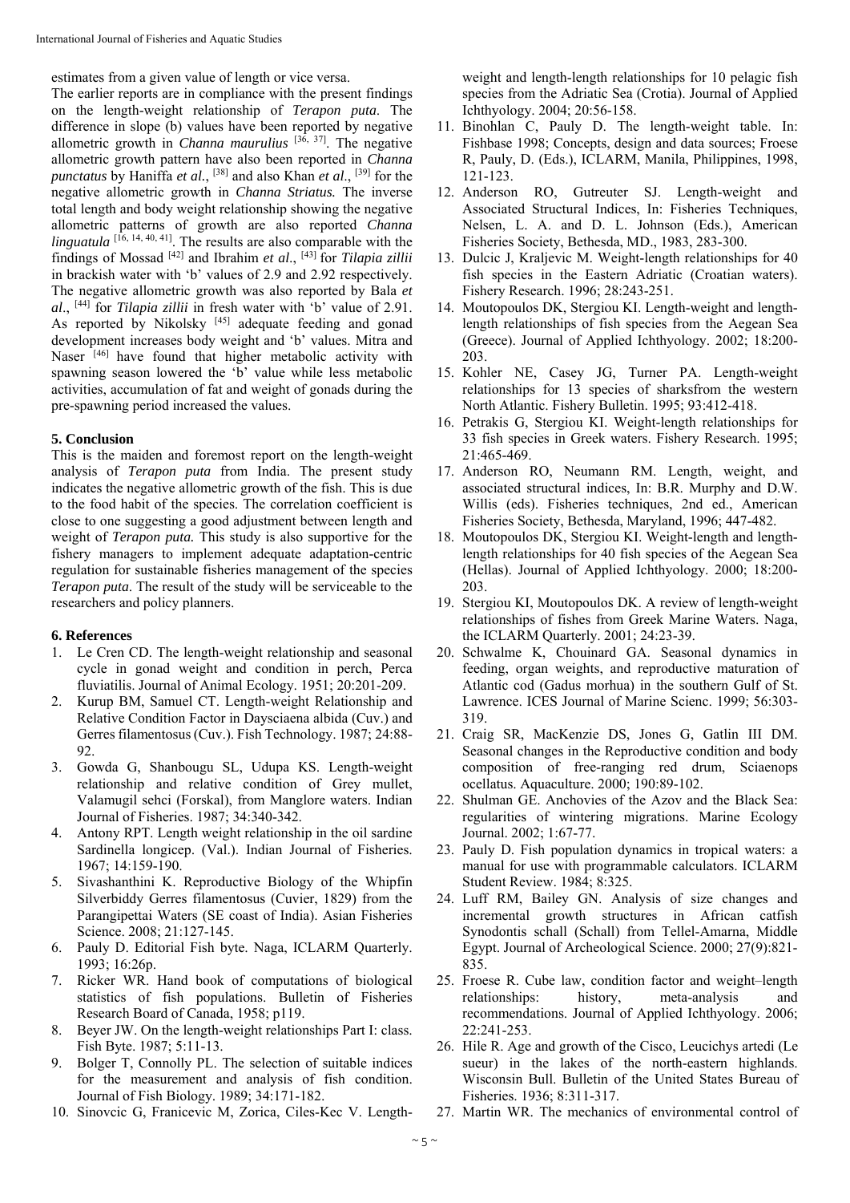estimates from a given value of length or vice versa.

The earlier reports are in compliance with the present findings on the length-weight relationship of *Terapon puta*. The difference in slope (b) values have been reported by negative allometric growth in *Channa maurulius* [36, 37]. The negative allometric growth pattern have also been reported in *Channa punctatus* by Haniffa *et al*., [38] and also Khan *et al*., [39] for the negative allometric growth in *Channa Striatus.* The inverse total length and body weight relationship showing the negative allometric patterns of growth are also reported *Channa linguatula* [16, 14, 40, 41]. The results are also comparable with the findings of Mossad [42] and Ibrahim *et al*., [43] for *Tilapia zillii* in brackish water with 'b' values of 2.9 and 2.92 respectively. The negative allometric growth was also reported by Bala *et al*., [44] for *Tilapia zillii* in fresh water with 'b' value of 2.91. As reported by Nikolsky [45] adequate feeding and gonad development increases body weight and 'b' values. Mitra and Naser [46] have found that higher metabolic activity with spawning season lowered the 'b' value while less metabolic activities, accumulation of fat and weight of gonads during the pre-spawning period increased the values.

## 5. Conclusion

This is the maiden and foremost report on the length-weight analysis of *Terapon puta* from India. The present study indicates the negative allometric growth of the fish. This is due to the food habit of the species. The correlation coefficient is close to one suggesting a good adjustment between length and weight of *Terapon puta.* This study is also supportive for the fishery managers to implement adequate adaptation-centric regulation for sustainable fisheries management of the species *Terapon puta*. The result of the study will be serviceable to the researchers and policy planners.

## 6. References

1. Le Cren CD. The length-weight relationship and seasonal cycle in gonad weight and condition in perch, Perca fluviatilis. Journal of Animal Ecology. 1951; 20:201-209.
2. Kurup BM, Samuel CT. Length-weight Relationship and Relative Condition Factor in Daysciaena albida (Cuv.) and Gerres filamentosus (Cuv.). Fish Technology. 1987; 24:88-92.
3. Gowda G, Shanbougu SL, Udupa KS. Length-weight relationship and relative condition of Grey mullet, Valamugil sehci (Forskal), from Manglore waters. Indian Journal of Fisheries. 1987; 34:340-342.
4. Antony RPT. Length weight relationship in the oil sardine Sardinella longicep. (Val.). Indian Journal of Fisheries. 1967; 14:159-190.
5. Sivashanthini K. Reproductive Biology of the Whipfin Silverbiddy Gerres filamentosus (Cuvier, 1829) from the Parangipettai Waters (SE coast of India). Asian Fisheries Science. 2008; 21:127-145.
6. Pauly D. Editorial Fish byte. Naga, ICLARM Quarterly. 1993; 16:26p.
7. Ricker WR. Hand book of computations of biological statistics of fish populations. Bulletin of Fisheries Research Board of Canada, 1958; p119.
8. Beyer JW. On the length-weight relationships Part I: class. Fish Byte. 1987; 5:11-13.
9. Bolger T, Connolly PL. The selection of suitable indices for the measurement and analysis of fish condition. Journal of Fish Biology. 1989; 34:171-182.
10. Sinovcic G, Francevic M, Zorica, Ciles-Kec V. Length-weight and length-length relationships for 10 pelagic fish species from the Adriatic Sea (Crotia). Journal of Applied Ichthyology. 2004; 20:56-158.
11. Binohlan C, Pauly D. The length-weight table. In: Fishbase 1998; Concepts, design and data sources; Froese R, Pauly, D. (Eds.), ICLARM, Manila, Philippines, 1998, 121-123.
12. Anderson RO, Gutreuter SJ. Length-weight and Associated Structural Indices, In: Fisheries Techniques, Nelsen, L. A. and D. L. Johnson (Eds.), American Fisheries Society, Bethesda, MD., 1983, 283-300.
13. Dulcic J, Kraljevic M. Weight-length relationships for 40 fish species in the Eastern Adriatic (Croatian waters). Fishery Research. 1996; 28:243-251.
14. Moutopoulos DK, Stergiou KI. Length-weight and length-length relationships of fish species from the Aegean Sea (Greece). Journal of Applied Ichthyology. 2002; 18:200-203.
15. Kohler NE, Casey JG, Turner PA. Length-weight relationships for 13 species of sharksfrom the western North Atlantic. Fishery Bulletin. 1995; 93:412-418.
16. Petrakis G, Stergiou KI. Weight-length relationships for 33 fish species in Greek waters. Fishery Research. 1995; 21:465-469.
17. Anderson RO, Neumann RM. Length, weight, and associated structural indices, In: B.R. Murphy and D.W. Willis (eds). Fisheries techniques, 2nd ed., American Fisheries Society, Bethesda, Maryland, 1996; 447-482.
18. Moutopoulos DK, Stergiou KI. Weight-length and length-length relationships for 40 fish species of the Aegean Sea (Hellas). Journal of Applied Ichthyology. 2000; 18:200-203.
19. Stergiou KI, Moutopoulos DK. A review of length-weight relationships of fishes from Greek Marine Waters. Naga, the ICLARM Quarterly. 2001; 24:23-39.
20. Schwalme K, Chouinard GA. Seasonal dynamics in feeding, organ weights, and reproductive maturation of Atlantic cod (Gadus morhua) in the southern Gulf of St. Lawrence. ICES Journal of Marine Scienc. 1999; 56:303-319.
21. Craig SR, MacKenzie DS, Jones G, Gatlin III DM. Seasonal changes in the Reproductive condition and body composition of free-ranging red drum, Sciaenops ocellatus. Aquaculture. 2000; 190:89-102.
22. Shulman GE. Anchovies of the Azov and the Black Sea: regularities of wintering migrations. Marine Ecology Journal. 2002; 1:67-77.
23. Pauly D. Fish population dynamics in tropical waters: a manual for use with programmable calculators. ICLARM Student Review. 1984; 8:325.
24. Luff RM, Bailey GN. Analysis of size changes and incremental growth structures in African catfish Synodontis schall (Schall) from Tellel-Amarna, Middle Egypt. Journal of Archeological Science. 2000; 27(9):821-835.
25. Froese R. Cube law, condition factor and weight–length relationships: history, meta-analysis and recommendations. Journal of Applied Ichthyology. 2006; 22:241-253.
26. Hile R. Age and growth of the Cisco, Leucichys artedi (Le sueur) in the lakes of the north-eastern highlands. Wisconsin Bull. Bulletin of the United States Bureau of Fisheries. 1936; 8:311-317.
27. Martin WR. The mechanics of environmental control of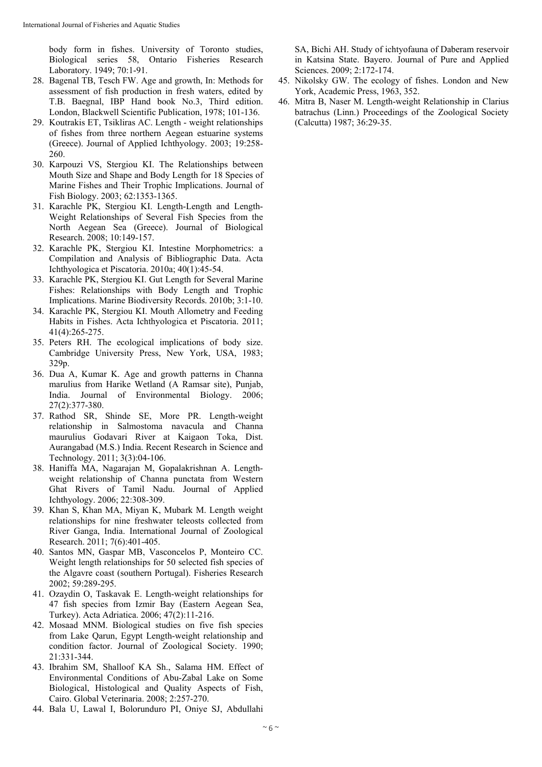body form in fishes. University of Toronto studies, Biological series 58, Ontario Fisheries Research Laboratory. 1949; 70:1-91.

28. Bagenal TB, Tesch FW. Age and growth, In: Methods for assessment of fish production in fresh waters, edited by T.B. Baegnal, IBP Hand book No.3, Third edition. London, Blackwell Scientific Publication, 1978; 101-136.
29. Koutrakis ET, Tsikliras AC. Length - weight relationships of fishes from three northern Aegean estuarine systems (Greece). Journal of Applied Ichthyology. 2003; 19:258-260.
30. Karpouzi VS, Stergiou KI. The Relationships between Mouth Size and Shape and Body Length for 18 Species of Marine Fishes and Their Trophic Implications. Journal of Fish Biology. 2003; 62:1353-1365.
31. Karachle PK, Stergiou KI. Length-Length and Length-Weight Relationships of Several Fish Species from the North Aegean Sea (Greece). Journal of Biological Research. 2008; 10:149-157.
32. Karachle PK, Stergiou KI. Intestine Morphometrics: a Compilation and Analysis of Bibliographic Data. Acta Ichthyologica et Piscatoria. 2010a; 40(1):45-54.
33. Karachle PK, Stergiou KI. Gut Length for Several Marine Fishes: Relationships with Body Length and Trophic Implications. Marine Biodiversity Records. 2010b; 3:1-10.
34. Karachle PK, Stergiou KI. Mouth Allometry and Feeding Habits in Fishes. Acta Ichthyologica et Piscatoria. 2011; 41(4):265-275.
35. Peters RH. The ecological implications of body size. Cambridge University Press, New York, USA, 1983; 329p.
36. Dua A, Kumar K. Age and growth patterns in Channa marulius from Harike Wetland (A Ramsar site), Punjab, India. Journal of Environmental Biology. 2006; 27(2):377-380.
37. Rathod SR, Shinde SE, More PR. Length-weight relationship in Salmostoma navacula and Channa maurulius Godavari River at Kaigaon Toka, Dist. Aurangabad (M.S.) India. Recent Research in Science and Technology. 2011; 3(3):04-106.
38. Haniffa MA, Nagarajan M, Gopalakrishnan A. Length-weight relationship of Channa punctata from Western Ghat Rivers of Tamil Nadu. Journal of Applied Ichthyology. 2006; 22:308-309.
39. Khan S, Khan MA, Miyan K, Mubark M. Length weight relationships for nine freshwater teleosts collected from River Ganga, India. International Journal of Zoological Research. 2011; 7(6):401-405.
40. Santos MN, Gaspar MB, Vasconcelos P, Monteiro CC. Weight length relationships for 50 selected fish species of the Algavre coast (southern Portugal). Fisheries Research 2002; 59:289-295.
41. Ozaydin O, Taskavak E. Length-weight relationships for 47 fish species from Izmir Bay (Eastern Aegean Sea, Turkey). Acta Adriatica. 2006; 47(2):11-216.
42. Mosaad MNM. Biological studies on five fish species from Lake Qarun, Egypt Length-weight relationship and condition factor. Journal of Zoological Society. 1990; 21:331-344.
43. Ibrahim SM, Shalloof KA Sh., Salama HM. Effect of Environmental Conditions of Abu-Zabal Lake on Some Biological, Histological and Quality Aspects of Fish, Cairo. Global Veterinaria. 2008; 2:257-270.
44. Bala U, Lawal I, Bolorunduro PI, Oniye SJ, Abdullahi SA, Bichi AH. Study of ichtyofauna of Daberam reservoir in Katsina State. Bayero. Journal of Pure and Applied Sciences. 2009; 2:172-174.
45. Nikolsky GW. The ecology of fishes. London and New York, Academic Press, 1963, 352.
46. Mitra B, Naser M. Length-weight Relationship in Clarius batrachus (Linn.) Proceedings of the Zoological Society (Calcutta) 1987; 36:29-35.